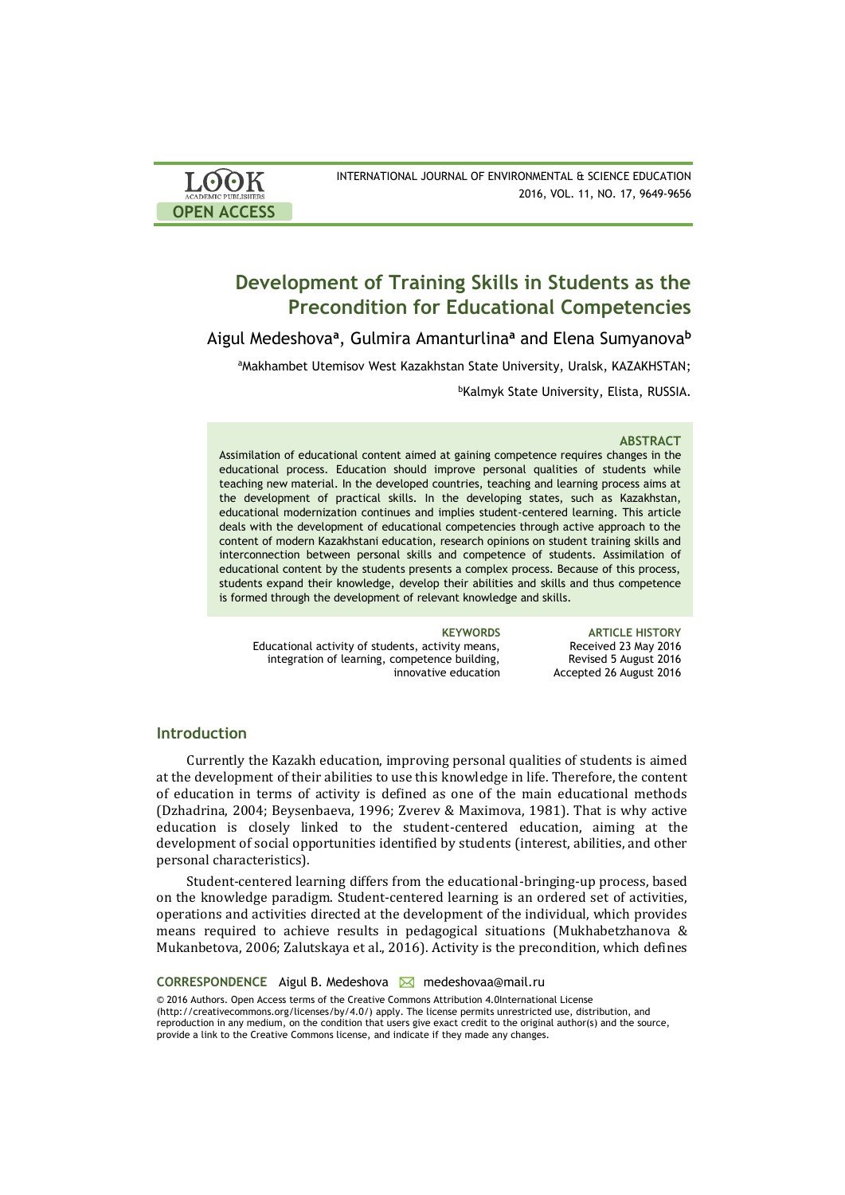OPEN ACCESS

# Development of Training Skills in Students as the Precondition for Educational Competencies

Aigul Medeshova[a], Gulmira Amanturlina[a] and Elena Sumyanova[b]

[a]Makhambet Utemisov West Kazakhstan State University, Uralsk, KAZAKHSTAN;

[b]Kalmyk State University, Elista, RUSSIA.

### ABSTRACT

Assimilation of educational content aimed at gaining competence requires changes in the educational process. Education should improve personal qualities of students while teaching new material. In the developed countries, teaching and learning process aims at the development of practical skills. In the developing states, such as Kazakhstan, educational modernization continues and implies student-centered learning. This article deals with the development of educational competencies through active approach to the content of modern Kazakhstani education, research opinions on student training skills and interconnection between personal skills and competence of students. Assimilation of educational content by the students presents a complex process. Because of this process, students expand their knowledge, develop their abilities and skills and thus competence is formed through the development of relevant knowledge and skills.

**KEYWORDS**
Educational activity of students, activity means, integration of learning, competence building, innovative education

**ARTICLE HISTORY**
Received 23 May 2016
Revised 5 August 2016
Accepted 26 August 2016

## Introduction

Currently the Kazakh education, improving personal qualities of students is aimed at the development of their abilities to use this knowledge in life. Therefore, the content of education in terms of activity is defined as one of the main educational methods (Dzhadrina, 2004; Beysenbaeva, 1996; Zverev & Maximova, 1981). That is why active education is closely linked to the student-centered education, aiming at the development of social opportunities identified by students (interest, abilities, and other personal characteristics).

Student-centered learning differs from the educational-bringing-up process, based on the knowledge paradigm. Student-centered learning is an ordered set of activities, operations and activities directed at the development of the individual, which provides means required to achieve results in pedagogical situations (Mukhabetzhanova & Mukanbetova, 2006; Zalutskaya et al., 2016). Activity is the precondition, which defines

**CORRESPONDENCE** Aigul B. Medeshova medeshovaa@mail.ru

© 2016 Authors. Open Access terms of the Creative Commons Attribution 4.0International License (http://creativecommons.org/licenses/by/4.0/) apply. The license permits unrestricted use, distribution, and reproduction in any medium, on the condition that users give exact credit to the original author(s) and the source, provide a link to the Creative Commons license, and indicate if they made any changes.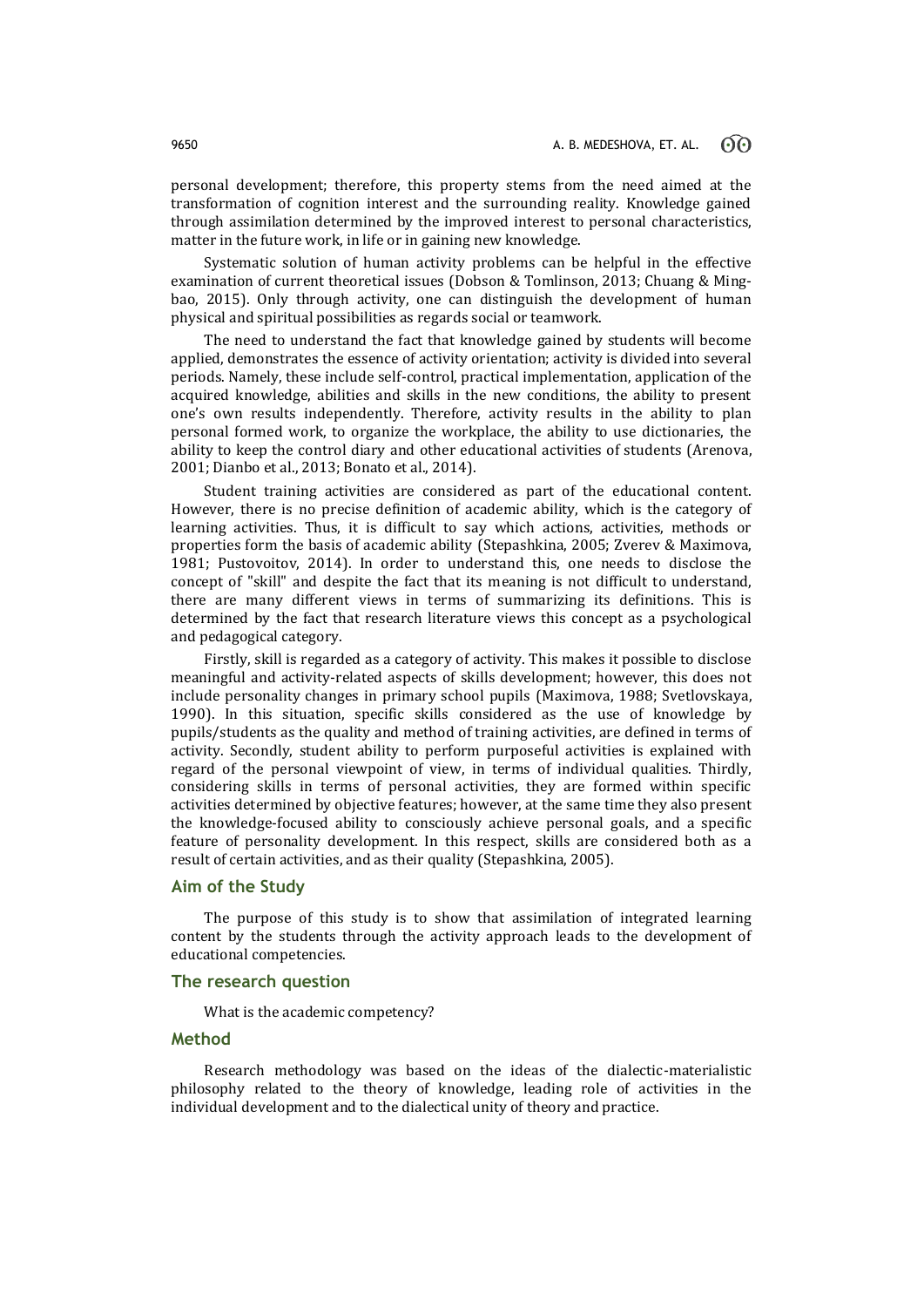personal development; therefore, this property stems from the need aimed at the transformation of cognition interest and the surrounding reality. Knowledge gained through assimilation determined by the improved interest to personal characteristics, matter in the future work, in life or in gaining new knowledge.

Systematic solution of human activity problems can be helpful in the effective examination of current theoretical issues (Dobson & Tomlinson, 2013; Chuang & Ming-bao, 2015). Only through activity, one can distinguish the development of human physical and spiritual possibilities as regards social or teamwork.

The need to understand the fact that knowledge gained by students will become applied, demonstrates the essence of activity orientation; activity is divided into several periods. Namely, these include self-control, practical implementation, application of the acquired knowledge, abilities and skills in the new conditions, the ability to present one's own results independently. Therefore, activity results in the ability to plan personal formed work, to organize the workplace, the ability to use dictionaries, the ability to keep the control diary and other educational activities of students (Arenova, 2001; Dianbo et al., 2013; Bonato et al., 2014).

Student training activities are considered as part of the educational content. However, there is no precise definition of academic ability, which is the category of learning activities. Thus, it is difficult to say which actions, activities, methods or properties form the basis of academic ability (Stepashkina, 2005; Zverev & Maximova, 1981; Pustovoitov, 2014). In order to understand this, one needs to disclose the concept of "skill" and despite the fact that its meaning is not difficult to understand, there are many different views in terms of summarizing its definitions. This is determined by the fact that research literature views this concept as a psychological and pedagogical category.

Firstly, skill is regarded as a category of activity. This makes it possible to disclose meaningful and activity-related aspects of skills development; however, this does not include personality changes in primary school pupils (Maximova, 1988; Svetlovskaya, 1990). In this situation, specific skills considered as the use of knowledge by pupils/students as the quality and method of training activities, are defined in terms of activity. Secondly, student ability to perform purposeful activities is explained with regard of the personal viewpoint of view, in terms of individual qualities. Thirdly, considering skills in terms of personal activities, they are formed within specific activities determined by objective features; however, at the same time they also present the knowledge-focused ability to consciously achieve personal goals, and a specific feature of personality development. In this respect, skills are considered both as a result of certain activities, and as their quality (Stepashkina, 2005).

## Aim of the Study

The purpose of this study is to show that assimilation of integrated learning content by the students through the activity approach leads to the development of educational competencies.

## The research question

What is the academic competency?

## Method

Research methodology was based on the ideas of the dialectic-materialistic philosophy related to the theory of knowledge, leading role of activities in the individual development and to the dialectical unity of theory and practice.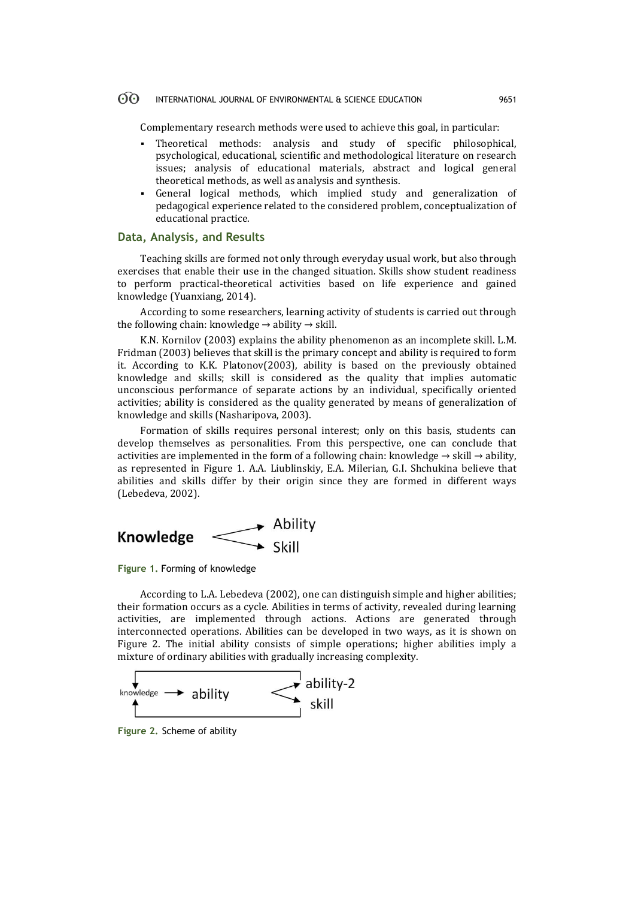Complementary research methods were used to achieve this goal, in particular:

- Theoretical methods: analysis and study of specific philosophical, psychological, educational, scientific and methodological literature on research issues; analysis of educational materials, abstract and logical general theoretical methods, as well as analysis and synthesis.
- General logical methods, which implied study and generalization of pedagogical experience related to the considered problem, conceptualization of educational practice.

## Data, Analysis, and Results

Teaching skills are formed not only through everyday usual work, but also through exercises that enable their use in the changed situation. Skills show student readiness to perform practical-theoretical activities based on life experience and gained knowledge (Yuanxiang, 2014).

According to some researchers, learning activity of students is carried out through the following chain: knowledge → ability → skill.

K.N. Kornilov (2003) explains the ability phenomenon as an incomplete skill. L.M. Fridman (2003) believes that skill is the primary concept and ability is required to form it. According to K.K. Platonov(2003), ability is based on the previously obtained knowledge and skills; skill is considered as the quality that implies automatic unconscious performance of separate actions by an individual, specifically oriented activities; ability is considered as the quality generated by means of generalization of knowledge and skills (Nasharipova, 2003).

Formation of skills requires personal interest; only on this basis, students can develop themselves as personalities. From this perspective, one can conclude that activities are implemented in the form of a following chain: knowledge → skill → ability, as represented in Figure 1. A.A. Liublinskiy, E.A. Milerian, G.I. Shchukina believe that abilities and skills differ by their origin since they are formed in different ways (Lebedeva, 2002).

**Knowledge** → Ability / Skill

**Figure 1.** Forming of knowledge

According to L.A. Lebedeva (2002), one can distinguish simple and higher abilities; their formation occurs as a cycle. Abilities in terms of activity, revealed during learning activities, are implemented through actions. Actions are generated through interconnected operations. Abilities can be developed in two ways, as it is shown on Figure 2. The initial ability consists of simple operations; higher abilities imply a mixture of ordinary abilities with gradually increasing complexity.

knowledge → ability → ability-2 / skill

**Figure 2.** Scheme of ability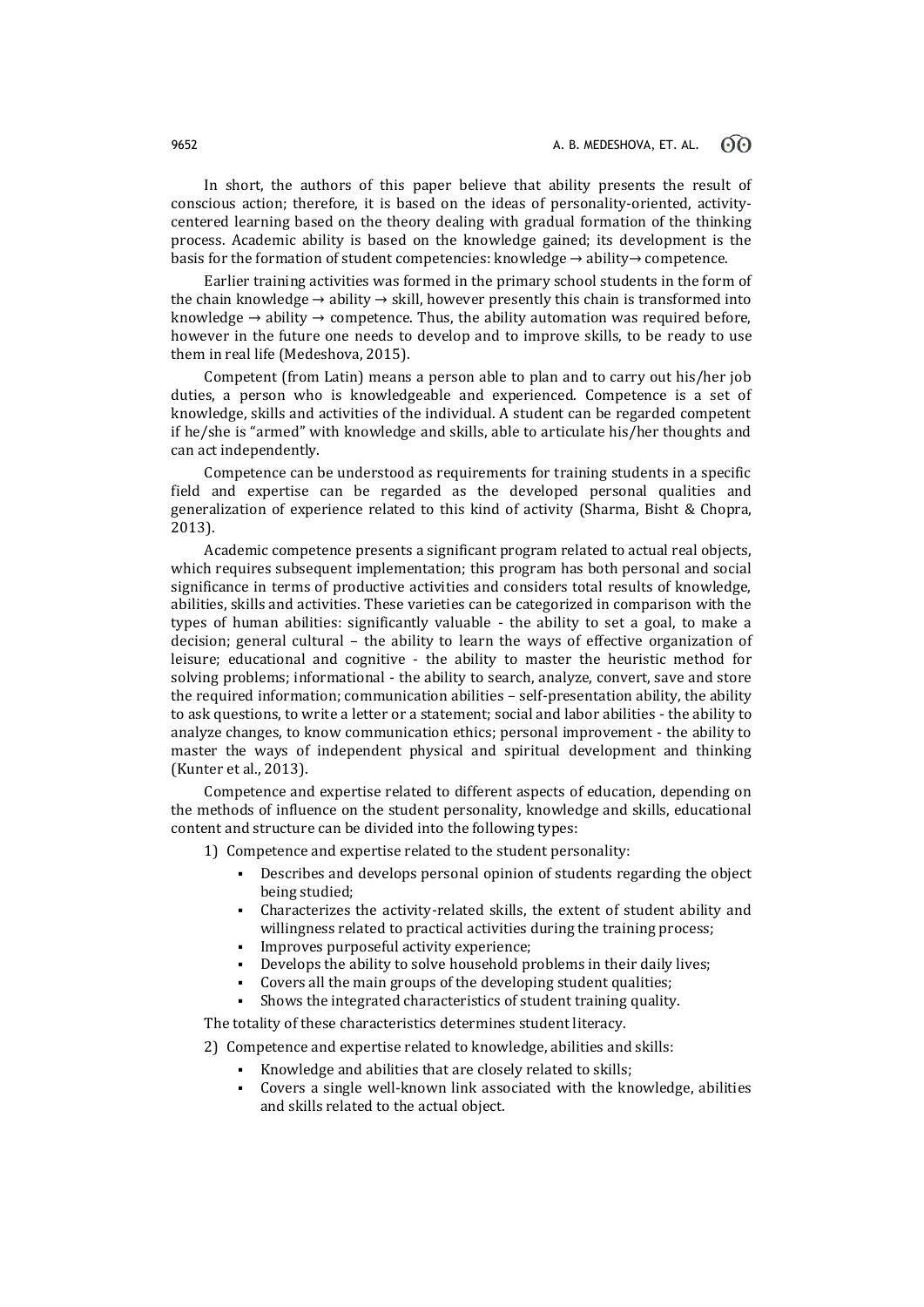In short, the authors of this paper believe that ability presents the result of conscious action; therefore, it is based on the ideas of personality-oriented, activity-centered learning based on the theory dealing with gradual formation of the thinking process. Academic ability is based on the knowledge gained; its development is the basis for the formation of student competencies: knowledge → ability→ competence.

Earlier training activities was formed in the primary school students in the form of the chain knowledge → ability → skill, however presently this chain is transformed into knowledge → ability → competence. Thus, the ability automation was required before, however in the future one needs to develop and to improve skills, to be ready to use them in real life (Medeshova, 2015).

Competent (from Latin) means a person able to plan and to carry out his/her job duties, a person who is knowledgeable and experienced. Competence is a set of knowledge, skills and activities of the individual. A student can be regarded competent if he/she is "armed" with knowledge and skills, able to articulate his/her thoughts and can act independently.

Competence can be understood as requirements for training students in a specific field and expertise can be regarded as the developed personal qualities and generalization of experience related to this kind of activity (Sharma, Bisht & Chopra, 2013).

Academic competence presents a significant program related to actual real objects, which requires subsequent implementation; this program has both personal and social significance in terms of productive activities and considers total results of knowledge, abilities, skills and activities. These varieties can be categorized in comparison with the types of human abilities: significantly valuable - the ability to set a goal, to make a decision; general cultural – the ability to learn the ways of effective organization of leisure; educational and cognitive - the ability to master the heuristic method for solving problems; informational - the ability to search, analyze, convert, save and store the required information; communication abilities – self-presentation ability, the ability to ask questions, to write a letter or a statement; social and labor abilities - the ability to analyze changes, to know communication ethics; personal improvement - the ability to master the ways of independent physical and spiritual development and thinking (Kunter et al., 2013).

Competence and expertise related to different aspects of education, depending on the methods of influence on the student personality, knowledge and skills, educational content and structure can be divided into the following types:

1) Competence and expertise related to the student personality:
   - Describes and develops personal opinion of students regarding the object being studied;
   - Characterizes the activity-related skills, the extent of student ability and willingness related to practical activities during the training process;
   - Improves purposeful activity experience;
   - Develops the ability to solve household problems in their daily lives;
   - Covers all the main groups of the developing student qualities;
   - Shows the integrated characteristics of student training quality.

The totality of these characteristics determines student literacy.

2) Competence and expertise related to knowledge, abilities and skills:
   - Knowledge and abilities that are closely related to skills;
   - Covers a single well-known link associated with the knowledge, abilities and skills related to the actual object.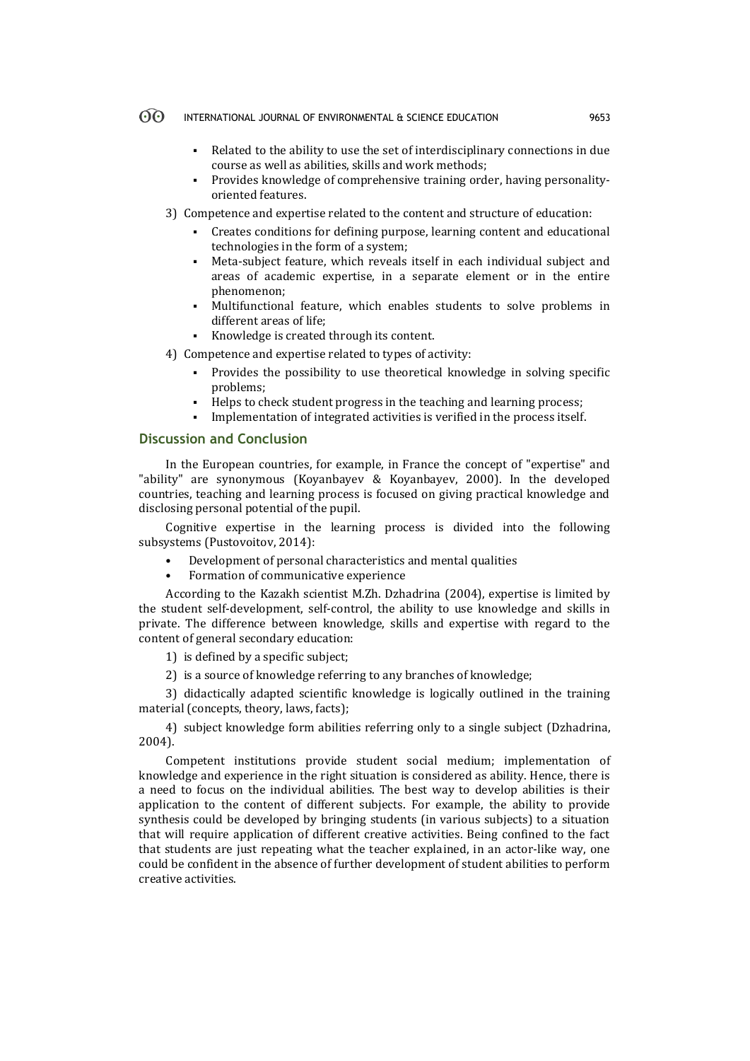- Related to the ability to use the set of interdisciplinary connections in due course as well as abilities, skills and work methods;
- Provides knowledge of comprehensive training order, having personality-oriented features.

3) Competence and expertise related to the content and structure of education:
   - Creates conditions for defining purpose, learning content and educational technologies in the form of a system;
   - Meta-subject feature, which reveals itself in each individual subject and areas of academic expertise, in a separate element or in the entire phenomenon;
   - Multifunctional feature, which enables students to solve problems in different areas of life;
   - Knowledge is created through its content.

4) Competence and expertise related to types of activity:
   - Provides the possibility to use theoretical knowledge in solving specific problems;
   - Helps to check student progress in the teaching and learning process;
   - Implementation of integrated activities is verified in the process itself.

## Discussion and Conclusion

In the European countries, for example, in France the concept of "expertise" and "ability" are synonymous (Koyanbayev & Koyanbayev, 2000). In the developed countries, teaching and learning process is focused on giving practical knowledge and disclosing personal potential of the pupil.

Cognitive expertise in the learning process is divided into the following subsystems (Pustovoitov, 2014):

- Development of personal characteristics and mental qualities
- Formation of communicative experience

According to the Kazakh scientist M.Zh. Dzhadrina (2004), expertise is limited by the student self-development, self-control, the ability to use knowledge and skills in private. The difference between knowledge, skills and expertise with regard to the content of general secondary education:

1) is defined by a specific subject;

2) is a source of knowledge referring to any branches of knowledge;

3) didactically adapted scientific knowledge is logically outlined in the training material (concepts, theory, laws, facts);

4) subject knowledge form abilities referring only to a single subject (Dzhadrina, 2004).

Competent institutions provide student social medium; implementation of knowledge and experience in the right situation is considered as ability. Hence, there is a need to focus on the individual abilities. The best way to develop abilities is their application to the content of different subjects. For example, the ability to provide synthesis could be developed by bringing students (in various subjects) to a situation that will require application of different creative activities. Being confined to the fact that students are just repeating what the teacher explained, in an actor-like way, one could be confident in the absence of further development of student abilities to perform creative activities.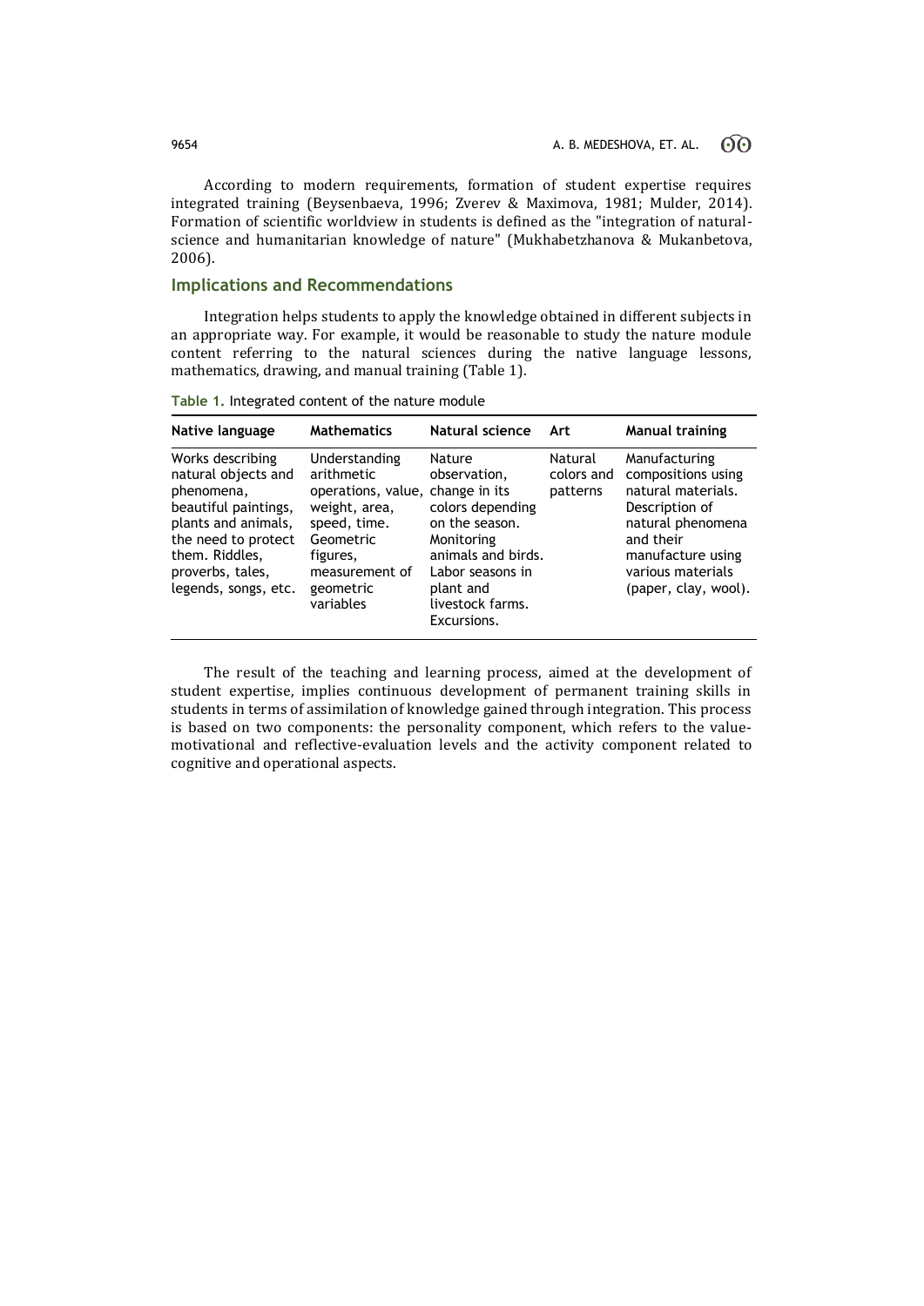According to modern requirements, formation of student expertise requires integrated training (Beysenbaeva, 1996; Zverev & Maximova, 1981; Mulder, 2014). Formation of scientific worldview in students is defined as the "integration of natural-science and humanitarian knowledge of nature" (Mukhabetzhanova & Mukanbetova, 2006).

## Implications and Recommendations

Integration helps students to apply the knowledge obtained in different subjects in an appropriate way. For example, it would be reasonable to study the nature module content referring to the natural sciences during the native language lessons, mathematics, drawing, and manual training (Table 1).

**Table 1.** Integrated content of the nature module

| Native language | Mathematics | Natural science | Art | Manual training |
|---|---|---|---|---|
| Works describing natural objects and phenomena, beautiful paintings, plants and animals, the need to protect them. Riddles, proverbs, tales, legends, songs, etc. | Understanding arithmetic operations, value, weight, area, speed, time. Geometric figures, measurement of geometric variables | Nature observation, change in its colors depending on the season. Monitoring animals and birds. Labor seasons in plant and livestock farms. Excursions. | Natural colors and patterns | Manufacturing compositions using natural materials. Description of natural phenomena and their manufacture using various materials (paper, clay, wool). |

The result of the teaching and learning process, aimed at the development of student expertise, implies continuous development of permanent training skills in students in terms of assimilation of knowledge gained through integration. This process is based on two components: the personality component, which refers to the value-motivational and reflective-evaluation levels and the activity component related to cognitive and operational aspects.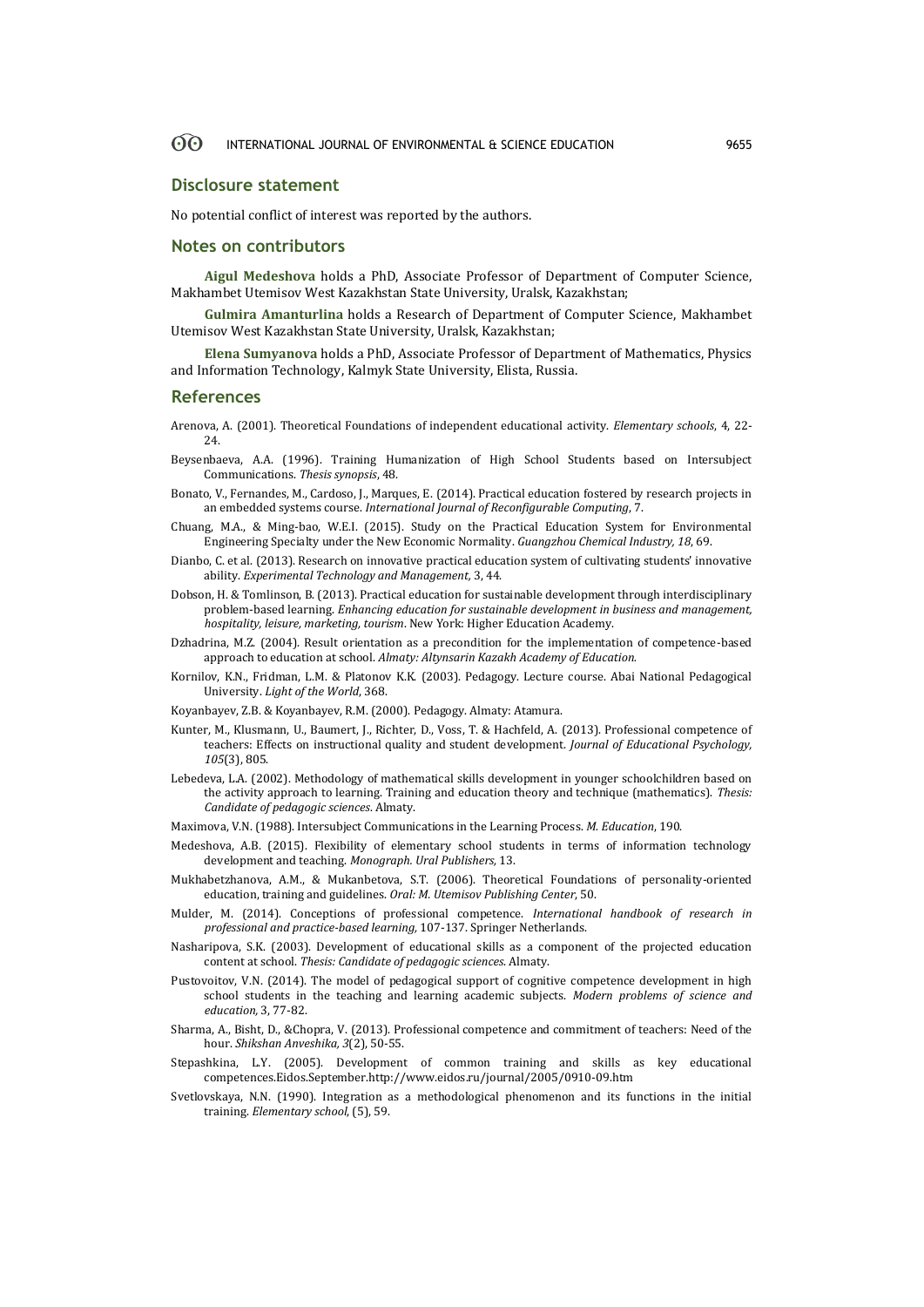## Disclosure statement

No potential conflict of interest was reported by the authors.

## Notes on contributors

**Aigul Medeshova** holds a PhD, Associate Professor of Department of Computer Science, Makhambet Utemisov West Kazakhstan State University, Uralsk, Kazakhstan;

**Gulmira Amanturlina** holds a Research of Department of Computer Science, Makhambet Utemisov West Kazakhstan State University, Uralsk, Kazakhstan;

**Elena Sumyanova** holds a PhD, Associate Professor of Department of Mathematics, Physics and Information Technology, Kalmyk State University, Elista, Russia.

## References

Arenova, A. (2001). Theoretical Foundations of independent educational activity. *Elementary schools*, 4, 22-24.

Beysenbaeva, A.A. (1996). Training Humanization of High School Students based on Intersubject Communications. *Thesis synopsis*, 48.

Bonato, V., Fernandes, M., Cardoso, J., Marques, E. (2014). Practical education fostered by research projects in an embedded systems course. *International Journal of Reconfigurable Computing*, 7.

Chuang, M.A., & Ming-bao, W.E.I. (2015). Study on the Practical Education System for Environmental Engineering Specialty under the New Economic Normality. *Guangzhou Chemical Industry, 18*, 69.

Dianbo, C. et al. (2013). Research on innovative practical education system of cultivating students' innovative ability. *Experimental Technology and Management*, 3, 44.

Dobson, H. & Tomlinson, B. (2013). Practical education for sustainable development through interdisciplinary problem-based learning. *Enhancing education for sustainable development in business and management, hospitality, leisure, marketing, tourism*. New York: Higher Education Academy.

Dzhadrina, M.Z. (2004). Result orientation as a precondition for the implementation of competence-based approach to education at school. *Almaty: Altynsarin Kazakh Academy of Education*.

Kornilov, K.N., Fridman, L.M. & Platonov K.K. (2003). Pedagogy. Lecture course. Abai National Pedagogical University. *Light of the World*, 368.

Koyanbayev, Z.B. & Koyanbayev, R.M. (2000). Pedagogy. Almaty: Atamura.

Kunter, M., Klusmann, U., Baumert, J., Richter, D., Voss, T. & Hachfeld, A. (2013). Professional competence of teachers: Effects on instructional quality and student development. *Journal of Educational Psychology, 105*(3), 805.

Lebedeva, L.A. (2002). Methodology of mathematical skills development in younger schoolchildren based on the activity approach to learning. Training and education theory and technique (mathematics). *Thesis: Candidate of pedagogic sciences*. Almaty.

Maximova, V.N. (1988). Intersubject Communications in the Learning Process. *M. Education*, 190.

Medeshova, A.B. (2015). Flexibility of elementary school students in terms of information technology development and teaching. *Monograph. Ural Publishers,* 13.

Mukhabetzhanova, A.M., & Mukanbetova, S.T. (2006). Theoretical Foundations of personality-oriented education, training and guidelines. *Oral: M. Utemisov Publishing Center*, 50.

Mulder, M. (2014). Conceptions of professional competence. *International handbook of research in professional and practice-based learning,* 107-137. Springer Netherlands.

Nasharipova, S.K. (2003). Development of educational skills as a component of the projected education content at school. *Thesis: Candidate of pedagogic sciences*. Almaty.

Pustovoitov, V.N. (2014). The model of pedagogical support of cognitive competence development in high school students in the teaching and learning academic subjects. *Modern problems of science and education,* 3, 77-82.

Sharma, A., Bisht, D., &Chopra, V. (2013). Professional competence and commitment of teachers: Need of the hour. *Shikshan Anveshika, 3*(2), 50-55.

Stepashkina, L.Y. (2005). Development of common training and skills as key educational competences.Eidos.September.http://www.eidos.ru/journal/2005/0910-09.htm

Svetlovskaya, N.N. (1990). Integration as a methodological phenomenon and its functions in the initial training. *Elementary school*, (5), 59.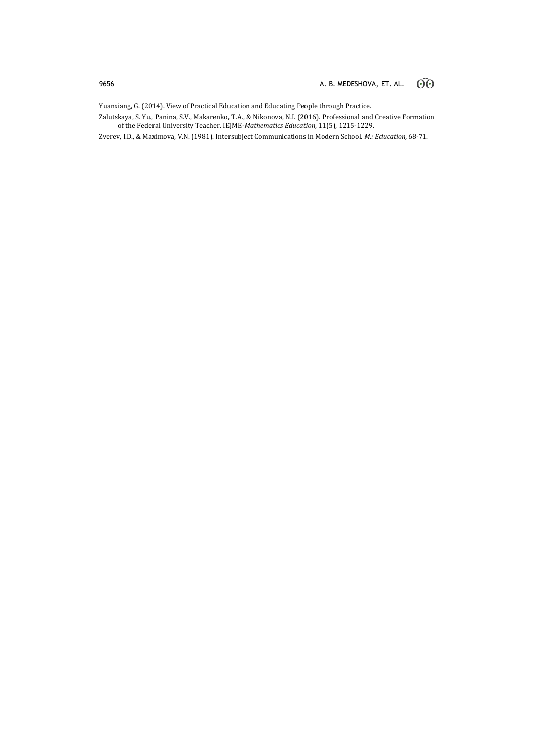Yuanxiang, G. (2014). View of Practical Education and Educating People through Practice.

Zalutskaya, S. Yu., Panina, S.V., Makarenko, T.A., & Nikonova, N.I. (2016). Professional and Creative Formation of the Federal University Teacher. IEJME-*Mathematics Education*, 11(5), 1215-1229.

Zverev, I.D., & Maximova, V.N. (1981). Intersubject Communications in Modern School. *M.: Education,* 68-71.